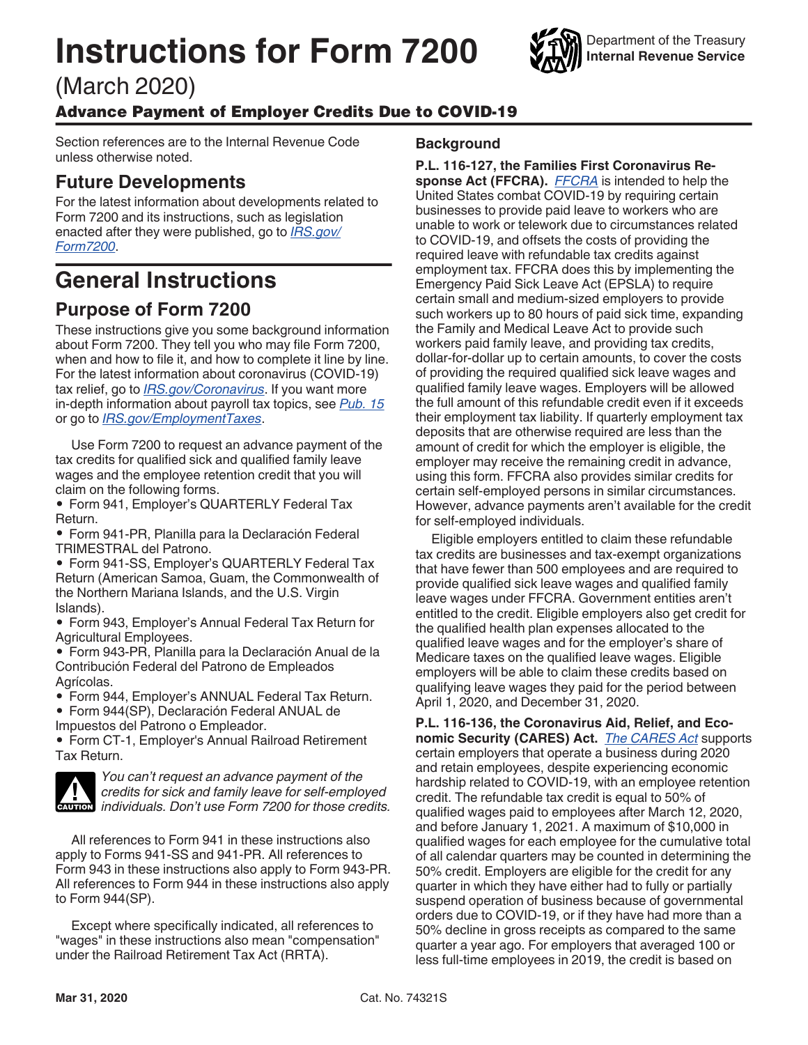# Instructions for Form 7200

Department of the Treasury
**Internal Revenue Service**

(March 2020)

### Advance Payment of Employer Credits Due to COVID-19

Section references are to the Internal Revenue Code unless otherwise noted.

## Future Developments

For the latest information about developments related to Form 7200 and its instructions, such as legislation enacted after they were published, go to *IRS.gov/Form7200*.

# General Instructions

## Purpose of Form 7200

These instructions give you some background information about Form 7200. They tell you who may file Form 7200, when and how to file it, and how to complete it line by line. For the latest information about coronavirus (COVID-19) tax relief, go to *IRS.gov/Coronavirus*. If you want more in-depth information about payroll tax topics, see *Pub. 15* or go to *IRS.gov/EmploymentTaxes*.

Use Form 7200 to request an advance payment of the tax credits for qualified sick and qualified family leave wages and the employee retention credit that you will claim on the following forms.

- Form 941, Employer's QUARTERLY Federal Tax Return.
- Form 941-PR, Planilla para la Declaración Federal TRIMESTRAL del Patrono.
- Form 941-SS, Employer's QUARTERLY Federal Tax Return (American Samoa, Guam, the Commonwealth of the Northern Mariana Islands, and the U.S. Virgin Islands).
- Form 943, Employer's Annual Federal Tax Return for Agricultural Employees.
- Form 943-PR, Planilla para la Declaración Anual de la Contribución Federal del Patrono de Empleados Agrícolas.
- Form 944, Employer's ANNUAL Federal Tax Return.
- Form 944(SP), Declaración Federal ANUAL de Impuestos del Patrono o Empleador.
- Form CT-1, Employer's Annual Railroad Retirement Tax Return.

**CAUTION:** *You can't request an advance payment of the credits for sick and family leave for self-employed individuals. Don't use Form 7200 for those credits.*

All references to Form 941 in these instructions also apply to Forms 941-SS and 941-PR. All references to Form 943 in these instructions also apply to Form 943-PR. All references to Form 944 in these instructions also apply to Form 944(SP).

Except where specifically indicated, all references to "wages" in these instructions also mean "compensation" under the Railroad Retirement Tax Act (RRTA).

### Background

**P.L. 116-127, the Families First Coronavirus Response Act (FFCRA).** *FFCRA* is intended to help the United States combat COVID-19 by requiring certain businesses to provide paid leave to workers who are unable to work or telework due to circumstances related to COVID-19, and offsets the costs of providing the required leave with refundable tax credits against employment tax. FFCRA does this by implementing the Emergency Paid Sick Leave Act (EPSLA) to require certain small and medium-sized employers to provide such workers up to 80 hours of paid sick time, expanding the Family and Medical Leave Act to provide such workers paid family leave, and providing tax credits, dollar-for-dollar up to certain amounts, to cover the costs of providing the required qualified sick leave wages and qualified family leave wages. Employers will be allowed the full amount of this refundable credit even if it exceeds their employment tax liability. If quarterly employment tax deposits that are otherwise required are less than the amount of credit for which the employer is eligible, the employer may receive the remaining credit in advance, using this form. FFCRA also provides similar credits for certain self-employed persons in similar circumstances. However, advance payments aren't available for the credit for self-employed individuals.

Eligible employers entitled to claim these refundable tax credits are businesses and tax-exempt organizations that have fewer than 500 employees and are required to provide qualified sick leave wages and qualified family leave wages under FFCRA. Government entities aren't entitled to the credit. Eligible employers also get credit for the qualified health plan expenses allocated to the qualified leave wages and for the employer's share of Medicare taxes on the qualified leave wages. Eligible employers will be able to claim these credits based on qualifying leave wages they paid for the period between April 1, 2020, and December 31, 2020.

**P.L. 116-136, the Coronavirus Aid, Relief, and Economic Security (CARES) Act.** *The CARES Act* supports certain employers that operate a business during 2020 and retain employees, despite experiencing economic hardship related to COVID-19, with an employee retention credit. The refundable tax credit is equal to 50% of qualified wages paid to employees after March 12, 2020, and before January 1, 2021. A maximum of $10,000 in qualified wages for each employee for the cumulative total of all calendar quarters may be counted in determining the 50% credit. Employers are eligible for the credit for any quarter in which they have either had to fully or partially suspend operation of business because of governmental orders due to COVID-19, or if they have had more than a 50% decline in gross receipts as compared to the same quarter a year ago. For employers that averaged 100 or less full-time employees in 2019, the credit is based on

Mar 31, 2020 Cat. No. 74321S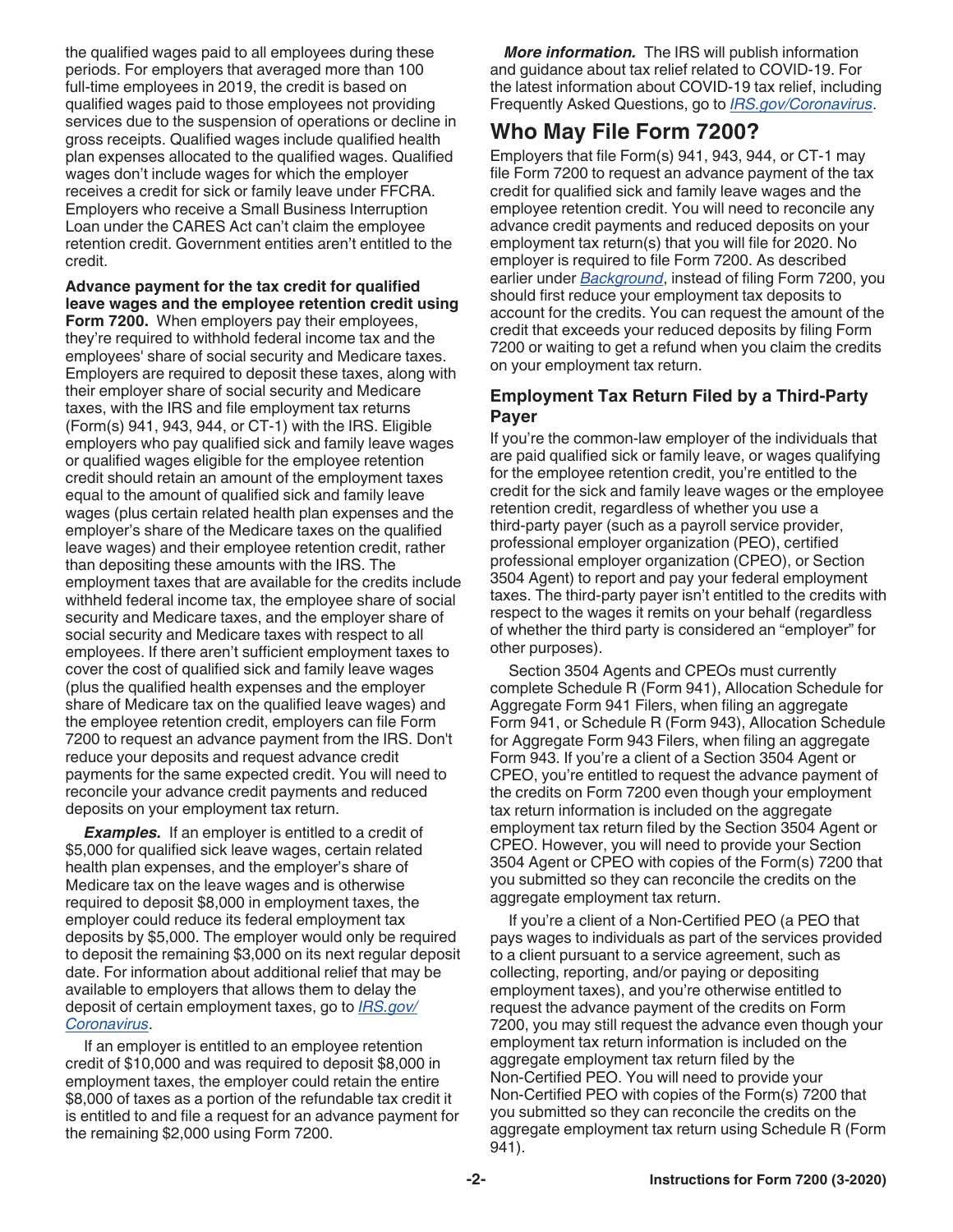the qualified wages paid to all employees during these periods. For employers that averaged more than 100 full-time employees in 2019, the credit is based on qualified wages paid to those employees not providing services due to the suspension of operations or decline in gross receipts. Qualified wages include qualified health plan expenses allocated to the qualified wages. Qualified wages don't include wages for which the employer receives a credit for sick or family leave under FFCRA. Employers who receive a Small Business Interruption Loan under the CARES Act can't claim the employee retention credit. Government entities aren't entitled to the credit.

**Advance payment for the tax credit for qualified leave wages and the employee retention credit using Form 7200.** When employers pay their employees, they're required to withhold federal income tax and the employees' share of social security and Medicare taxes. Employers are required to deposit these taxes, along with their employer share of social security and Medicare taxes, with the IRS and file employment tax returns (Form(s) 941, 943, 944, or CT-1) with the IRS. Eligible employers who pay qualified sick and family leave wages or qualified wages eligible for the employee retention credit should retain an amount of the employment taxes equal to the amount of qualified sick and family leave wages (plus certain related health plan expenses and the employer's share of the Medicare taxes on the qualified leave wages) and their employee retention credit, rather than depositing these amounts with the IRS. The employment taxes that are available for the credits include withheld federal income tax, the employee share of social security and Medicare taxes, and the employer share of social security and Medicare taxes with respect to all employees. If there aren't sufficient employment taxes to cover the cost of qualified sick and family leave wages (plus the qualified health expenses and the employer share of Medicare tax on the qualified leave wages) and the employee retention credit, employers can file Form 7200 to request an advance payment from the IRS. Don't reduce your deposits and request advance credit payments for the same expected credit. You will need to reconcile your advance credit payments and reduced deposits on your employment tax return.

***Examples.*** If an employer is entitled to a credit of $5,000 for qualified sick leave wages, certain related health plan expenses, and the employer's share of Medicare tax on the leave wages and is otherwise required to deposit $8,000 in employment taxes, the employer could reduce its federal employment tax deposits by $5,000. The employer would only be required to deposit the remaining $3,000 on its next regular deposit date. For information about additional relief that may be available to employers that allows them to delay the deposit of certain employment taxes, go to *IRS.gov/Coronavirus*.

If an employer is entitled to an employee retention credit of $10,000 and was required to deposit $8,000 in employment taxes, the employer could retain the entire $8,000 of taxes as a portion of the refundable tax credit it is entitled to and file a request for an advance payment for the remaining $2,000 using Form 7200.

***More information.*** The IRS will publish information and guidance about tax relief related to COVID-19. For the latest information about COVID-19 tax relief, including Frequently Asked Questions, go to *IRS.gov/Coronavirus*.

## Who May File Form 7200?

Employers that file Form(s) 941, 943, 944, or CT-1 may file Form 7200 to request an advance payment of the tax credit for qualified sick and family leave wages and the employee retention credit. You will need to reconcile any advance credit payments and reduced deposits on your employment tax return(s) that you will file for 2020. No employer is required to file Form 7200. As described earlier under *Background*, instead of filing Form 7200, you should first reduce your employment tax deposits to account for the credits. You can request the amount of the credit that exceeds your reduced deposits by filing Form 7200 or waiting to get a refund when you claim the credits on your employment tax return.

### Employment Tax Return Filed by a Third-Party Payer

If you're the common-law employer of the individuals that are paid qualified sick or family leave, or wages qualifying for the employee retention credit, you're entitled to the credit for the sick and family leave wages or the employee retention credit, regardless of whether you use a third-party payer (such as a payroll service provider, professional employer organization (PEO), certified professional employer organization (CPEO), or Section 3504 Agent) to report and pay your federal employment taxes. The third-party payer isn't entitled to the credits with respect to the wages it remits on your behalf (regardless of whether the third party is considered an "employer" for other purposes).

Section 3504 Agents and CPEOs must currently complete Schedule R (Form 941), Allocation Schedule for Aggregate Form 941 Filers, when filing an aggregate Form 941, or Schedule R (Form 943), Allocation Schedule for Aggregate Form 943 Filers, when filing an aggregate Form 943. If you're a client of a Section 3504 Agent or CPEO, you're entitled to request the advance payment of the credits on Form 7200 even though your employment tax return information is included on the aggregate employment tax return filed by the Section 3504 Agent or CPEO. However, you will need to provide your Section 3504 Agent or CPEO with copies of the Form(s) 7200 that you submitted so they can reconcile the credits on the aggregate employment tax return.

If you're a client of a Non-Certified PEO (a PEO that pays wages to individuals as part of the services provided to a client pursuant to a service agreement, such as collecting, reporting, and/or paying or depositing employment taxes), and you're otherwise entitled to request the advance payment of the credits on Form 7200, you may still request the advance even though your employment tax return information is included on the aggregate employment tax return filed by the Non-Certified PEO. You will need to provide your Non-Certified PEO with copies of the Form(s) 7200 that you submitted so they can reconcile the credits on the aggregate employment tax return using Schedule R (Form 941).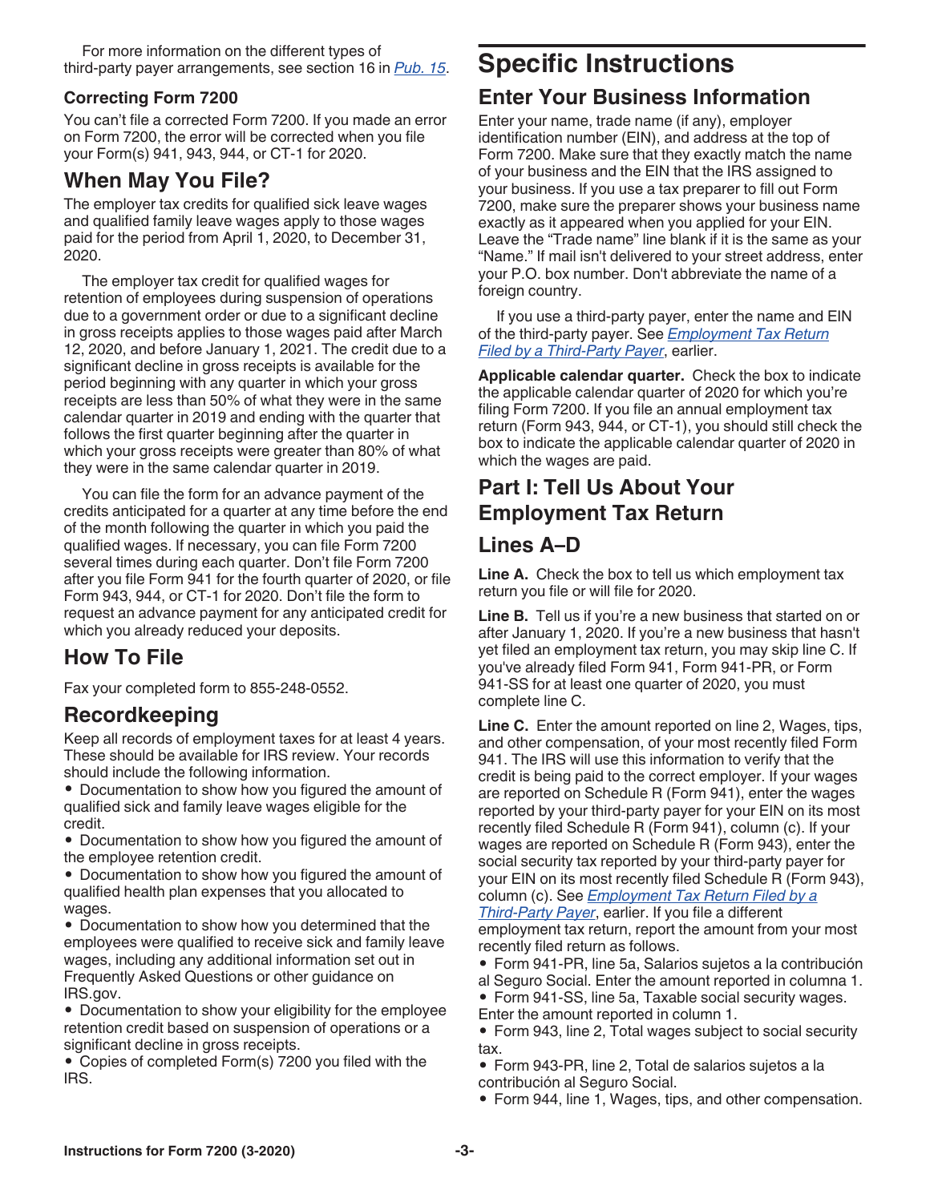For more information on the different types of third-party payer arrangements, see section 16 in *Pub. 15*.

### Correcting Form 7200

You can't file a corrected Form 7200. If you made an error on Form 7200, the error will be corrected when you file your Form(s) 941, 943, 944, or CT-1 for 2020.

## When May You File?

The employer tax credits for qualified sick leave wages and qualified family leave wages apply to those wages paid for the period from April 1, 2020, to December 31, 2020.

The employer tax credit for qualified wages for retention of employees during suspension of operations due to a government order or due to a significant decline in gross receipts applies to those wages paid after March 12, 2020, and before January 1, 2021. The credit due to a significant decline in gross receipts is available for the period beginning with any quarter in which your gross receipts are less than 50% of what they were in the same calendar quarter in 2019 and ending with the quarter that follows the first quarter beginning after the quarter in which your gross receipts were greater than 80% of what they were in the same calendar quarter in 2019.

You can file the form for an advance payment of the credits anticipated for a quarter at any time before the end of the month following the quarter in which you paid the qualified wages. If necessary, you can file Form 7200 several times during each quarter. Don't file Form 7200 after you file Form 941 for the fourth quarter of 2020, or file Form 943, 944, or CT-1 for 2020. Don't file the form to request an advance payment for any anticipated credit for which you already reduced your deposits.

## How To File

Fax your completed form to 855-248-0552.

## Recordkeeping

Keep all records of employment taxes for at least 4 years. These should be available for IRS review. Your records should include the following information.

- Documentation to show how you figured the amount of qualified sick and family leave wages eligible for the credit.
- Documentation to show how you figured the amount of the employee retention credit.
- Documentation to show how you figured the amount of qualified health plan expenses that you allocated to wages.
- Documentation to show how you determined that the employees were qualified to receive sick and family leave wages, including any additional information set out in Frequently Asked Questions or other guidance on IRS.gov.
- Documentation to show your eligibility for the employee retention credit based on suspension of operations or a significant decline in gross receipts.
- Copies of completed Form(s) 7200 you filed with the IRS.

# Specific Instructions

## Enter Your Business Information

Enter your name, trade name (if any), employer identification number (EIN), and address at the top of Form 7200. Make sure that they exactly match the name of your business and the EIN that the IRS assigned to your business. If you use a tax preparer to fill out Form 7200, make sure the preparer shows your business name exactly as it appeared when you applied for your EIN. Leave the "Trade name" line blank if it is the same as your "Name." If mail isn't delivered to your street address, enter your P.O. box number. Don't abbreviate the name of a foreign country.

If you use a third-party payer, enter the name and EIN of the third-party payer. See *Employment Tax Return Filed by a Third-Party Payer*, earlier.

**Applicable calendar quarter.** Check the box to indicate the applicable calendar quarter of 2020 for which you're filing Form 7200. If you file an annual employment tax return (Form 943, 944, or CT-1), you should still check the box to indicate the applicable calendar quarter of 2020 in which the wages are paid.

## Part I: Tell Us About Your Employment Tax Return

## Lines A–D

**Line A.** Check the box to tell us which employment tax return you file or will file for 2020.

**Line B.** Tell us if you're a new business that started on or after January 1, 2020. If you're a new business that hasn't yet filed an employment tax return, you may skip line C. If you've already filed Form 941, Form 941-PR, or Form 941-SS for at least one quarter of 2020, you must complete line C.

**Line C.** Enter the amount reported on line 2, Wages, tips, and other compensation, of your most recently filed Form 941. The IRS will use this information to verify that the credit is being paid to the correct employer. If your wages are reported on Schedule R (Form 941), enter the wages reported by your third-party payer for your EIN on its most recently filed Schedule R (Form 941), column (c). If your wages are reported on Schedule R (Form 943), enter the social security tax reported by your third-party payer for your EIN on its most recently filed Schedule R (Form 943), column (c). See *Employment Tax Return Filed by a Third-Party Payer*, earlier. If you file a different employment tax return, report the amount from your most recently filed return as follows.

- Form 941-PR, line 5a, Salarios sujetos a la contribución al Seguro Social. Enter the amount reported in columna 1.
- Form 941-SS, line 5a, Taxable social security wages. Enter the amount reported in column 1.
- Form 943, line 2, Total wages subject to social security tax.
- Form 943-PR, line 2, Total de salarios sujetos a la contribución al Seguro Social.
- Form 944, line 1, Wages, tips, and other compensation.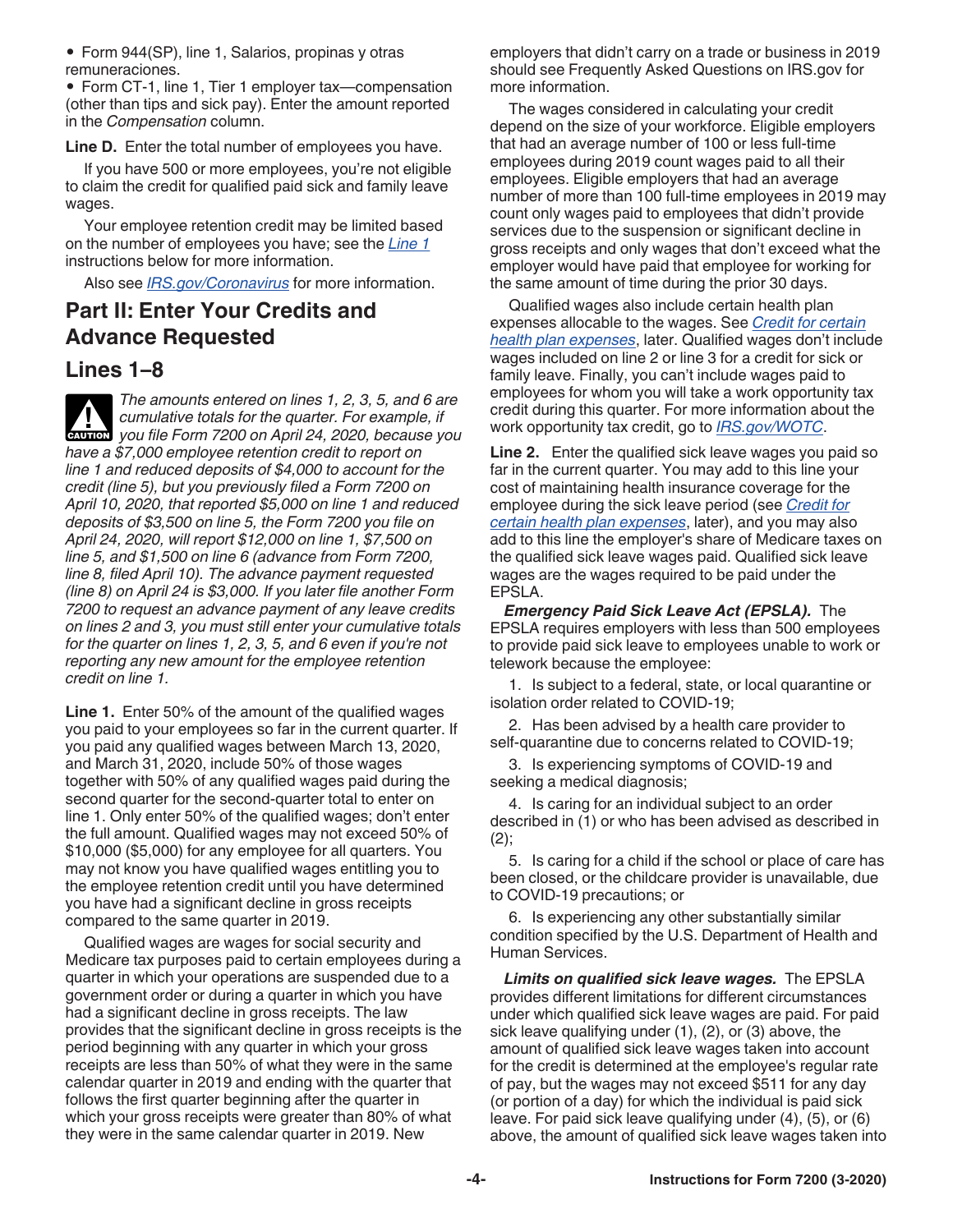- Form 944(SP), line 1, Salarios, propinas y otras remuneraciones.
- Form CT-1, line 1, Tier 1 employer tax—compensation (other than tips and sick pay). Enter the amount reported in the *Compensation* column.

**Line D.** Enter the total number of employees you have.

If you have 500 or more employees, you're not eligible to claim the credit for qualified paid sick and family leave wages.

Your employee retention credit may be limited based on the number of employees you have; see the Line 1 instructions below for more information.

Also see IRS.gov/Coronavirus for more information.

## Part II: Enter Your Credits and Advance Requested

### Lines 1–8

**CAUTION** *The amounts entered on lines 1, 2, 3, 5, and 6 are cumulative totals for the quarter. For example, if you file Form 7200 on April 24, 2020, because you have a $7,000 employee retention credit to report on line 1 and reduced deposits of $4,000 to account for the credit (line 5), but you previously filed a Form 7200 on April 10, 2020, that reported $5,000 on line 1 and reduced deposits of $3,500 on line 5, the Form 7200 you file on April 24, 2020, will report $12,000 on line 1, $7,500 on line 5, and $1,500 on line 6 (advance from Form 7200, line 8, filed April 10). The advance payment requested (line 8) on April 24 is $3,000. If you later file another Form 7200 to request an advance payment of any leave credits on lines 2 and 3, you must still enter your cumulative totals for the quarter on lines 1, 2, 3, 5, and 6 even if you're not reporting any new amount for the employee retention credit on line 1.*

**Line 1.** Enter 50% of the amount of the qualified wages you paid to your employees so far in the current quarter. If you paid any qualified wages between March 13, 2020, and March 31, 2020, include 50% of those wages together with 50% of any qualified wages paid during the second quarter for the second-quarter total to enter on line 1. Only enter 50% of the qualified wages; don't enter the full amount. Qualified wages may not exceed 50% of $10,000 ($5,000) for any employee for all quarters. You may not know you have qualified wages entitling you to the employee retention credit until you have determined you have had a significant decline in gross receipts compared to the same quarter in 2019.

Qualified wages are wages for social security and Medicare tax purposes paid to certain employees during a quarter in which your operations are suspended due to a government order or during a quarter in which you have had a significant decline in gross receipts. The law provides that the significant decline in gross receipts is the period beginning with any quarter in which your gross receipts are less than 50% of what they were in the same calendar quarter in 2019 and ending with the quarter that follows the first quarter beginning after the quarter in which your gross receipts were greater than 80% of what they were in the same calendar quarter in 2019. New employers that didn't carry on a trade or business in 2019 should see Frequently Asked Questions on IRS.gov for more information.

The wages considered in calculating your credit depend on the size of your workforce. Eligible employers that had an average number of 100 or less full-time employees during 2019 count wages paid to all their employees. Eligible employers that had an average number of more than 100 full-time employees in 2019 may count only wages paid to employees that didn't provide services due to the suspension or significant decline in gross receipts and only wages that don't exceed what the employer would have paid that employee for working for the same amount of time during the prior 30 days.

Qualified wages also include certain health plan expenses allocable to the wages. See Credit for certain health plan expenses, later. Qualified wages don't include wages included on line 2 or line 3 for a credit for sick or family leave. Finally, you can't include wages paid to employees for whom you will take a work opportunity tax credit during this quarter. For more information about the work opportunity tax credit, go to IRS.gov/WOTC.

**Line 2.** Enter the qualified sick leave wages you paid so far in the current quarter. You may add to this line your cost of maintaining health insurance coverage for the employee during the sick leave period (see Credit for certain health plan expenses, later), and you may also add to this line the employer's share of Medicare taxes on the qualified sick leave wages paid. Qualified sick leave wages are the wages required to be paid under the EPSLA.

***Emergency Paid Sick Leave Act (EPSLA).*** The EPSLA requires employers with less than 500 employees to provide paid sick leave to employees unable to work or telework because the employee:

1. Is subject to a federal, state, or local quarantine or isolation order related to COVID-19;
2. Has been advised by a health care provider to self-quarantine due to concerns related to COVID-19;
3. Is experiencing symptoms of COVID-19 and seeking a medical diagnosis;
4. Is caring for an individual subject to an order described in (1) or who has been advised as described in (2);
5. Is caring for a child if the school or place of care has been closed, or the childcare provider is unavailable, due to COVID-19 precautions; or
6. Is experiencing any other substantially similar condition specified by the U.S. Department of Health and Human Services.

***Limits on qualified sick leave wages.*** The EPSLA provides different limitations for different circumstances under which qualified sick leave wages are paid. For paid sick leave qualifying under (1), (2), or (3) above, the amount of qualified sick leave wages taken into account for the credit is determined at the employee's regular rate of pay, but the wages may not exceed $511 for any day (or portion of a day) for which the individual is paid sick leave. For paid sick leave qualifying under (4), (5), or (6) above, the amount of qualified sick leave wages taken into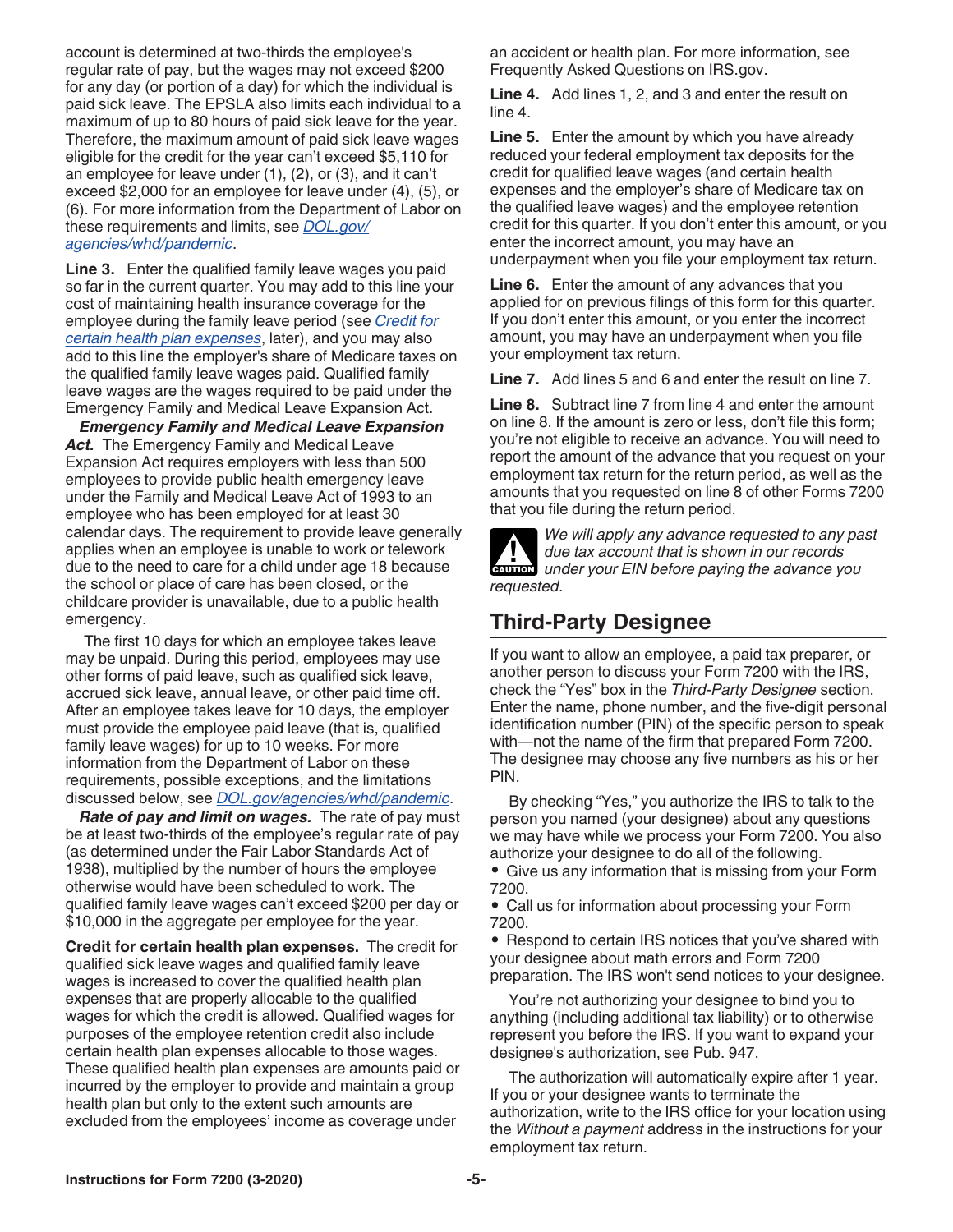account is determined at two-thirds the employee's regular rate of pay, but the wages may not exceed $200 for any day (or portion of a day) for which the individual is paid sick leave. The EPSLA also limits each individual to a maximum of up to 80 hours of paid sick leave for the year. Therefore, the maximum amount of paid sick leave wages eligible for the credit for the year can't exceed $5,110 for an employee for leave under (1), (2), or (3), and it can't exceed $2,000 for an employee for leave under (4), (5), or (6). For more information from the Department of Labor on these requirements and limits, see *DOL.gov/agencies/whd/pandemic*.

**Line 3.** Enter the qualified family leave wages you paid so far in the current quarter. You may add to this line your cost of maintaining health insurance coverage for the employee during the family leave period (see *Credit for certain health plan expenses*, later), and you may also add to this line the employer's share of Medicare taxes on the qualified family leave wages paid. Qualified family leave wages are the wages required to be paid under the Emergency Family and Medical Leave Expansion Act.

***Emergency Family and Medical Leave Expansion Act.*** The Emergency Family and Medical Leave Expansion Act requires employers with less than 500 employees to provide public health emergency leave under the Family and Medical Leave Act of 1993 to an employee who has been employed for at least 30 calendar days. The requirement to provide leave generally applies when an employee is unable to work or telework due to the need to care for a child under age 18 because the school or place of care has been closed, or the childcare provider is unavailable, due to a public health emergency.

The first 10 days for which an employee takes leave may be unpaid. During this period, employees may use other forms of paid leave, such as qualified sick leave, accrued sick leave, annual leave, or other paid time off. After an employee takes leave for 10 days, the employer must provide the employee paid leave (that is, qualified family leave wages) for up to 10 weeks. For more information from the Department of Labor on these requirements, possible exceptions, and the limitations discussed below, see *DOL.gov/agencies/whd/pandemic*.

***Rate of pay and limit on wages.*** The rate of pay must be at least two-thirds of the employee's regular rate of pay (as determined under the Fair Labor Standards Act of 1938), multiplied by the number of hours the employee otherwise would have been scheduled to work. The qualified family leave wages can't exceed $200 per day or $10,000 in the aggregate per employee for the year.

**Credit for certain health plan expenses.** The credit for qualified sick leave wages and qualified family leave wages is increased to cover the qualified health plan expenses that are properly allocable to the qualified wages for which the credit is allowed. Qualified wages for purposes of the employee retention credit also include certain health plan expenses allocable to those wages. These qualified health plan expenses are amounts paid or incurred by the employer to provide and maintain a group health plan but only to the extent such amounts are excluded from the employees' income as coverage under an accident or health plan. For more information, see Frequently Asked Questions on IRS.gov.

**Line 4.** Add lines 1, 2, and 3 and enter the result on line 4.

**Line 5.** Enter the amount by which you have already reduced your federal employment tax deposits for the credit for qualified leave wages (and certain health expenses and the employer's share of Medicare tax on the qualified leave wages) and the employee retention credit for this quarter. If you don't enter this amount, or you enter the incorrect amount, you may have an underpayment when you file your employment tax return.

**Line 6.** Enter the amount of any advances that you applied for on previous filings of this form for this quarter. If you don't enter this amount, or you enter the incorrect amount, you may have an underpayment when you file your employment tax return.

**Line 7.** Add lines 5 and 6 and enter the result on line 7.

**Line 8.** Subtract line 7 from line 4 and enter the amount on line 8. If the amount is zero or less, don't file this form; you're not eligible to receive an advance. You will need to report the amount of the advance that you request on your employment tax return for the return period, as well as the amounts that you requested on line 8 of other Forms 7200 that you file during the return period.

CAUTION: *We will apply any advance requested to any past due tax account that is shown in our records under your EIN before paying the advance you requested.*

## Third-Party Designee

If you want to allow an employee, a paid tax preparer, or another person to discuss your Form 7200 with the IRS, check the "Yes" box in the *Third-Party Designee* section. Enter the name, phone number, and the five-digit personal identification number (PIN) of the specific person to speak with—not the name of the firm that prepared Form 7200. The designee may choose any five numbers as his or her PIN.

By checking "Yes," you authorize the IRS to talk to the person you named (your designee) about any questions we may have while we process your Form 7200. You also authorize your designee to do all of the following.

- Give us any information that is missing from your Form 7200.
- Call us for information about processing your Form 7200.
- Respond to certain IRS notices that you've shared with your designee about math errors and Form 7200 preparation. The IRS won't send notices to your designee.

You're not authorizing your designee to bind you to anything (including additional tax liability) or to otherwise represent you before the IRS. If you want to expand your designee's authorization, see Pub. 947.

The authorization will automatically expire after 1 year. If you or your designee wants to terminate the authorization, write to the IRS office for your location using the *Without a payment* address in the instructions for your employment tax return.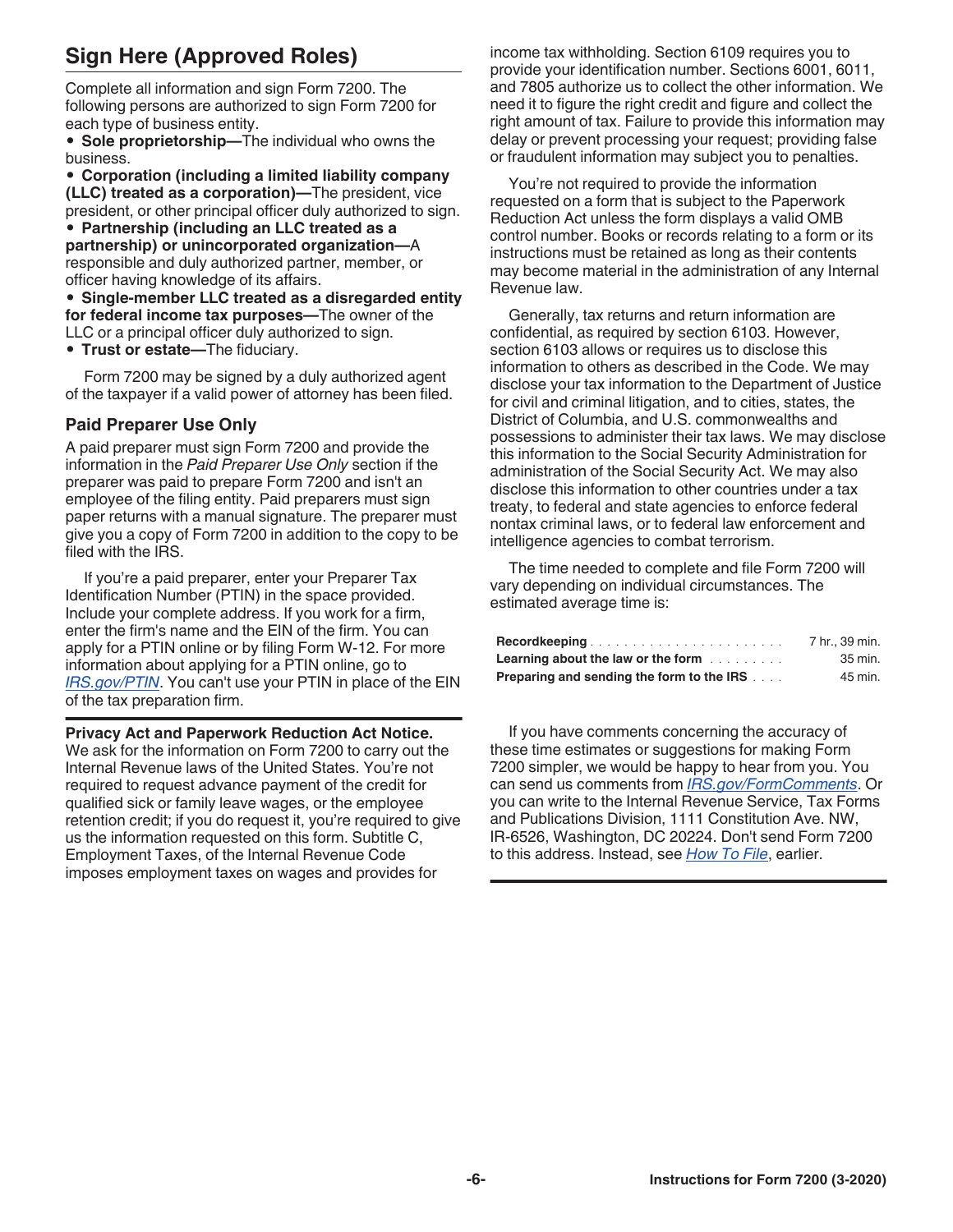## Sign Here (Approved Roles)

Complete all information and sign Form 7200. The following persons are authorized to sign Form 7200 for each type of business entity.

- **Sole proprietorship—**The individual who owns the business.
- **Corporation (including a limited liability company (LLC) treated as a corporation)—**The president, vice president, or other principal officer duly authorized to sign.
- **Partnership (including an LLC treated as a partnership) or unincorporated organization—**A responsible and duly authorized partner, member, or officer having knowledge of its affairs.
- **Single-member LLC treated as a disregarded entity for federal income tax purposes—**The owner of the LLC or a principal officer duly authorized to sign.
- **Trust or estate—**The fiduciary.

Form 7200 may be signed by a duly authorized agent of the taxpayer if a valid power of attorney has been filed.

### Paid Preparer Use Only

A paid preparer must sign Form 7200 and provide the information in the *Paid Preparer Use Only* section if the preparer was paid to prepare Form 7200 and isn't an employee of the filing entity. Paid preparers must sign paper returns with a manual signature. The preparer must give you a copy of Form 7200 in addition to the copy to be filed with the IRS.

If you're a paid preparer, enter your Preparer Tax Identification Number (PTIN) in the space provided. Include your complete address. If you work for a firm, enter the firm's name and the EIN of the firm. You can apply for a PTIN online or by filing Form W-12. For more information about applying for a PTIN online, go to *IRS.gov/PTIN*. You can't use your PTIN in place of the EIN of the tax preparation firm.

**Privacy Act and Paperwork Reduction Act Notice.** We ask for the information on Form 7200 to carry out the Internal Revenue laws of the United States. You're not required to request advance payment of the credit for qualified sick or family leave wages, or the employee retention credit; if you do request it, you're required to give us the information requested on this form. Subtitle C, Employment Taxes, of the Internal Revenue Code imposes employment taxes on wages and provides for income tax withholding. Section 6109 requires you to provide your identification number. Sections 6001, 6011, and 7805 authorize us to collect the other information. We need it to figure the right credit and figure and collect the right amount of tax. Failure to provide this information may delay or prevent processing your request; providing false or fraudulent information may subject you to penalties.

You're not required to provide the information requested on a form that is subject to the Paperwork Reduction Act unless the form displays a valid OMB control number. Books or records relating to a form or its instructions must be retained as long as their contents may become material in the administration of any Internal Revenue law.

Generally, tax returns and return information are confidential, as required by section 6103. However, section 6103 allows or requires us to disclose this information to others as described in the Code. We may disclose your tax information to the Department of Justice for civil and criminal litigation, and to cities, states, the District of Columbia, and U.S. commonwealths and possessions to administer their tax laws. We may disclose this information to the Social Security Administration for administration of the Social Security Act. We may also disclose this information to other countries under a tax treaty, to federal and state agencies to enforce federal nontax criminal laws, or to federal law enforcement and intelligence agencies to combat terrorism.

The time needed to complete and file Form 7200 will vary depending on individual circumstances. The estimated average time is:

| | |
|---|---|
| **Recordkeeping** | 7 hr., 39 min. |
| **Learning about the law or the form** | 35 min. |
| **Preparing and sending the form to the IRS** | 45 min. |

If you have comments concerning the accuracy of these time estimates or suggestions for making Form 7200 simpler, we would be happy to hear from you. You can send us comments from *IRS.gov/FormComments*. Or you can write to the Internal Revenue Service, Tax Forms and Publications Division, 1111 Constitution Ave. NW, IR-6526, Washington, DC 20224. Don't send Form 7200 to this address. Instead, see *How To File*, earlier.